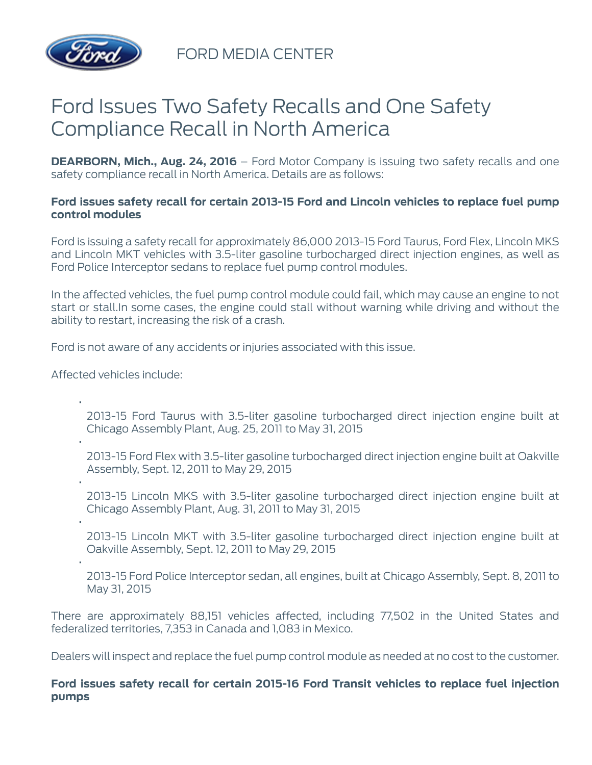FORD MEDIA CENTER

# Ford Issues Two Safety Recalls and One Safety Compliance Recall in North America

**DEARBORN, Mich., Aug. 24, 2016** – Ford Motor Company is issuing two safety recalls and one safety compliance recall in North America. Details are as follows:

**Ford issues safety recall for certain 2013-15 Ford and Lincoln vehicles to replace fuel pump control modules**

Ford is issuing a safety recall for approximately 86,000 2013-15 Ford Taurus, Ford Flex, Lincoln MKS and Lincoln MKT vehicles with 3.5-liter gasoline turbocharged direct injection engines, as well as Ford Police Interceptor sedans to replace fuel pump control modules.

In the affected vehicles, the fuel pump control module could fail, which may cause an engine to not start or stall.In some cases, the engine could stall without warning while driving and without the ability to restart, increasing the risk of a crash.

Ford is not aware of any accidents or injuries associated with this issue.

Affected vehicles include:

- 2013-15 Ford Taurus with 3.5-liter gasoline turbocharged direct injection engine built at Chicago Assembly Plant, Aug. 25, 2011 to May 31, 2015
- 2013-15 Ford Flex with 3.5-liter gasoline turbocharged direct injection engine built at Oakville Assembly, Sept. 12, 2011 to May 29, 2015
- 2013-15 Lincoln MKS with 3.5-liter gasoline turbocharged direct injection engine built at Chicago Assembly Plant, Aug. 31, 2011 to May 31, 2015
- 2013-15 Lincoln MKT with 3.5-liter gasoline turbocharged direct injection engine built at Oakville Assembly, Sept. 12, 2011 to May 29, 2015
- 2013-15 Ford Police Interceptor sedan, all engines, built at Chicago Assembly, Sept. 8, 2011 to May 31, 2015

There are approximately 88,151 vehicles affected, including 77,502 in the United States and federalized territories, 7,353 in Canada and 1,083 in Mexico.

Dealers will inspect and replace the fuel pump control module as needed at no cost to the customer.

**Ford issues safety recall for certain 2015-16 Ford Transit vehicles to replace fuel injection pumps**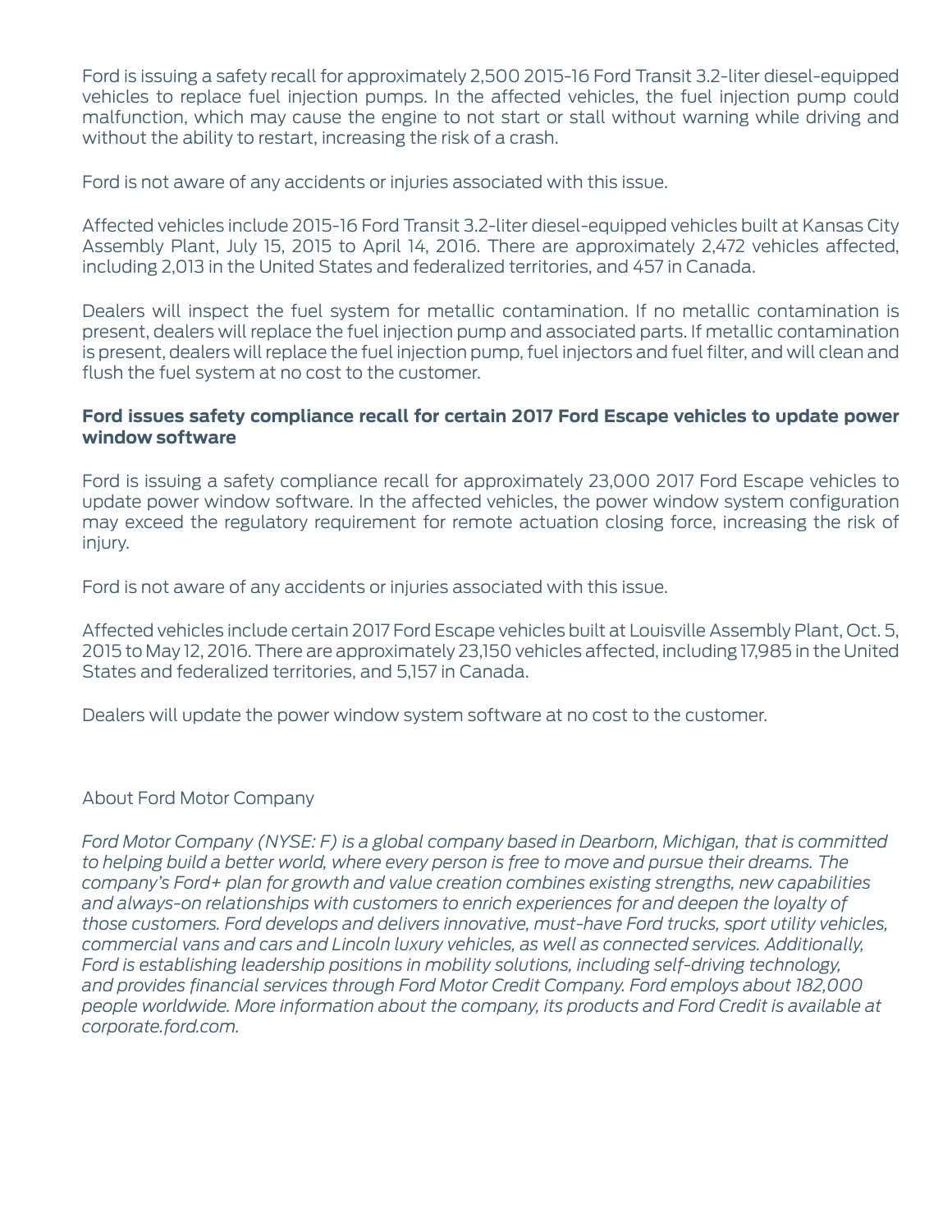Ford is issuing a safety recall for approximately 2,500 2015-16 Ford Transit 3.2-liter diesel-equipped vehicles to replace fuel injection pumps. In the affected vehicles, the fuel injection pump could malfunction, which may cause the engine to not start or stall without warning while driving and without the ability to restart, increasing the risk of a crash.

Ford is not aware of any accidents or injuries associated with this issue.

Affected vehicles include 2015-16 Ford Transit 3.2-liter diesel-equipped vehicles built at Kansas City Assembly Plant, July 15, 2015 to April 14, 2016. There are approximately 2,472 vehicles affected, including 2,013 in the United States and federalized territories, and 457 in Canada.

Dealers will inspect the fuel system for metallic contamination. If no metallic contamination is present, dealers will replace the fuel injection pump and associated parts. If metallic contamination is present, dealers will replace the fuel injection pump, fuel injectors and fuel filter, and will clean and flush the fuel system at no cost to the customer.

**Ford issues safety compliance recall for certain 2017 Ford Escape vehicles to update power window software**

Ford is issuing a safety compliance recall for approximately 23,000 2017 Ford Escape vehicles to update power window software. In the affected vehicles, the power window system configuration may exceed the regulatory requirement for remote actuation closing force, increasing the risk of injury.

Ford is not aware of any accidents or injuries associated with this issue.

Affected vehicles include certain 2017 Ford Escape vehicles built at Louisville Assembly Plant, Oct. 5, 2015 to May 12, 2016. There are approximately 23,150 vehicles affected, including 17,985 in the United States and federalized territories, and 5,157 in Canada.

Dealers will update the power window system software at no cost to the customer.

About Ford Motor Company

*Ford Motor Company (NYSE: F) is a global company based in Dearborn, Michigan, that is committed to helping build a better world, where every person is free to move and pursue their dreams. The company's Ford+ plan for growth and value creation combines existing strengths, new capabilities and always-on relationships with customers to enrich experiences for and deepen the loyalty of those customers. Ford develops and delivers innovative, must-have Ford trucks, sport utility vehicles, commercial vans and cars and Lincoln luxury vehicles, as well as connected services. Additionally, Ford is establishing leadership positions in mobility solutions, including self-driving technology, and provides financial services through Ford Motor Credit Company. Ford employs about 182,000 people worldwide. More information about the company, its products and Ford Credit is available at corporate.ford.com.*